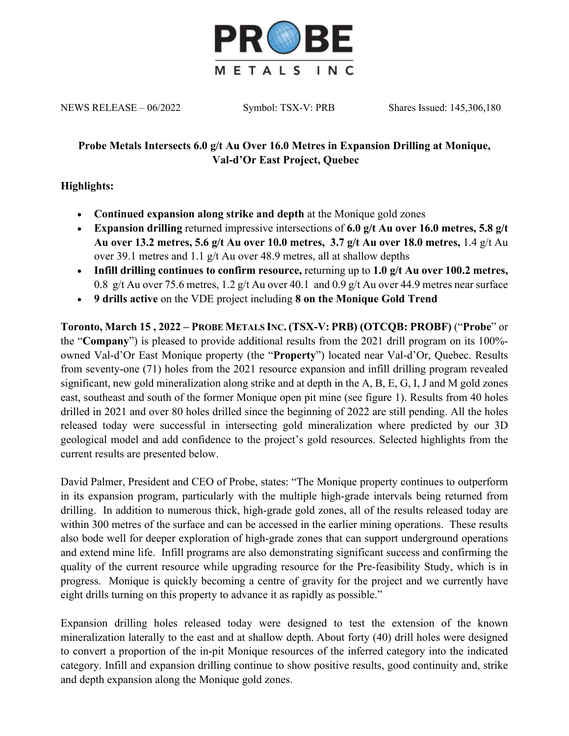**PROBE**

**METALS INC**

NEWS RELEASE – 06/2022 Symbol: TSX-V: PRB Shares Issued: 145,306,180

## Probe Metals Intersects 6.0 g/t Au Over 16.0 Metres in Expansion Drilling at Monique, Val-d'Or East Project, Quebec

**Highlights:**

- **Continued expansion along strike and depth** at the Monique gold zones
- **Expansion drilling** returned impressive intersections of **6.0 g/t Au over 16.0 metres, 5.8 g/t Au over 13.2 metres, 5.6 g/t Au over 10.0 metres, 3.7 g/t Au over 18.0 metres,** 1.4 g/t Au over 39.1 metres and 1.1 g/t Au over 48.9 metres, all at shallow depths
- **Infill drilling continues to confirm resource,** returning up to **1.0 g/t Au over 100.2 metres,** 0.8 g/t Au over 75.6 metres, 1.2 g/t Au over 40.1 and 0.9 g/t Au over 44.9 metres near surface
- **9 drills active** on the VDE project including **8 on the Monique Gold Trend**

**Toronto, March 15 , 2022 – PROBE METALS INC. (TSX-V: PRB) (OTCQB: PROBF)** ("**Probe**" or the "**Company**") is pleased to provide additional results from the 2021 drill program on its 100%-owned Val-d'Or East Monique property (the "**Property**") located near Val-d'Or, Quebec. Results from seventy-one (71) holes from the 2021 resource expansion and infill drilling program revealed significant, new gold mineralization along strike and at depth in the A, B, E, G, I, J and M gold zones east, southeast and south of the former Monique open pit mine (see figure 1). Results from 40 holes drilled in 2021 and over 80 holes drilled since the beginning of 2022 are still pending. All the holes released today were successful in intersecting gold mineralization where predicted by our 3D geological model and add confidence to the project's gold resources. Selected highlights from the current results are presented below.

David Palmer, President and CEO of Probe, states: "The Monique property continues to outperform in its expansion program, particularly with the multiple high-grade intervals being returned from drilling. In addition to numerous thick, high-grade gold zones, all of the results released today are within 300 metres of the surface and can be accessed in the earlier mining operations. These results also bode well for deeper exploration of high-grade zones that can support underground operations and extend mine life. Infill programs are also demonstrating significant success and confirming the quality of the current resource while upgrading resource for the Pre-feasibility Study, which is in progress. Monique is quickly becoming a centre of gravity for the project and we currently have eight drills turning on this property to advance it as rapidly as possible."

Expansion drilling holes released today were designed to test the extension of the known mineralization laterally to the east and at shallow depth. About forty (40) drill holes were designed to convert a proportion of the in-pit Monique resources of the inferred category into the indicated category. Infill and expansion drilling continue to show positive results, good continuity and, strike and depth expansion along the Monique gold zones.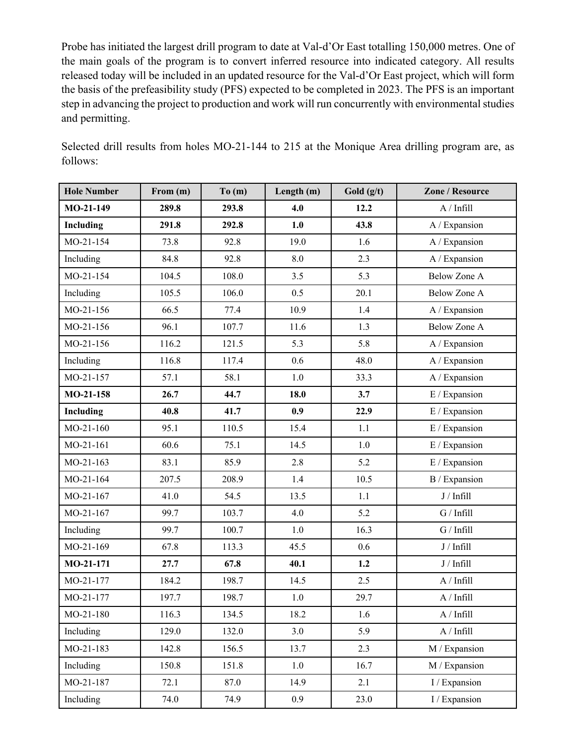Probe has initiated the largest drill program to date at Val-d'Or East totalling 150,000 metres. One of the main goals of the program is to convert inferred resource into indicated category. All results released today will be included in an updated resource for the Val-d'Or East project, which will form the basis of the prefeasibility study (PFS) expected to be completed in 2023. The PFS is an important step in advancing the project to production and work will run concurrently with environmental studies and permitting.

Selected drill results from holes MO-21-144 to 215 at the Monique Area drilling program are, as follows:

| Hole Number | From (m) | To (m) | Length (m) | Gold (g/t) | Zone / Resource |
|---|---|---|---|---|---|
| **MO-21-149** | **289.8** | **293.8** | **4.0** | **12.2** | A / Infill |
| **Including** | **291.8** | **292.8** | **1.0** | **43.8** | A / Expansion |
| MO-21-154 | 73.8 | 92.8 | 19.0 | 1.6 | A / Expansion |
| Including | 84.8 | 92.8 | 8.0 | 2.3 | A / Expansion |
| MO-21-154 | 104.5 | 108.0 | 3.5 | 5.3 | Below Zone A |
| Including | 105.5 | 106.0 | 0.5 | 20.1 | Below Zone A |
| MO-21-156 | 66.5 | 77.4 | 10.9 | 1.4 | A / Expansion |
| MO-21-156 | 96.1 | 107.7 | 11.6 | 1.3 | Below Zone A |
| MO-21-156 | 116.2 | 121.5 | 5.3 | 5.8 | A / Expansion |
| Including | 116.8 | 117.4 | 0.6 | 48.0 | A / Expansion |
| MO-21-157 | 57.1 | 58.1 | 1.0 | 33.3 | A / Expansion |
| **MO-21-158** | **26.7** | **44.7** | **18.0** | **3.7** | E / Expansion |
| **Including** | **40.8** | **41.7** | **0.9** | **22.9** | E / Expansion |
| MO-21-160 | 95.1 | 110.5 | 15.4 | 1.1 | E / Expansion |
| MO-21-161 | 60.6 | 75.1 | 14.5 | 1.0 | E / Expansion |
| MO-21-163 | 83.1 | 85.9 | 2.8 | 5.2 | E / Expansion |
| MO-21-164 | 207.5 | 208.9 | 1.4 | 10.5 | B / Expansion |
| MO-21-167 | 41.0 | 54.5 | 13.5 | 1.1 | J / Infill |
| MO-21-167 | 99.7 | 103.7 | 4.0 | 5.2 | G / Infill |
| Including | 99.7 | 100.7 | 1.0 | 16.3 | G / Infill |
| MO-21-169 | 67.8 | 113.3 | 45.5 | 0.6 | J / Infill |
| **MO-21-171** | **27.7** | **67.8** | **40.1** | **1.2** | J / Infill |
| MO-21-177 | 184.2 | 198.7 | 14.5 | 2.5 | A / Infill |
| MO-21-177 | 197.7 | 198.7 | 1.0 | 29.7 | A / Infill |
| MO-21-180 | 116.3 | 134.5 | 18.2 | 1.6 | A / Infill |
| Including | 129.0 | 132.0 | 3.0 | 5.9 | A / Infill |
| MO-21-183 | 142.8 | 156.5 | 13.7 | 2.3 | M / Expansion |
| Including | 150.8 | 151.8 | 1.0 | 16.7 | M / Expansion |
| MO-21-187 | 72.1 | 87.0 | 14.9 | 2.1 | I / Expansion |
| Including | 74.0 | 74.9 | 0.9 | 23.0 | I / Expansion |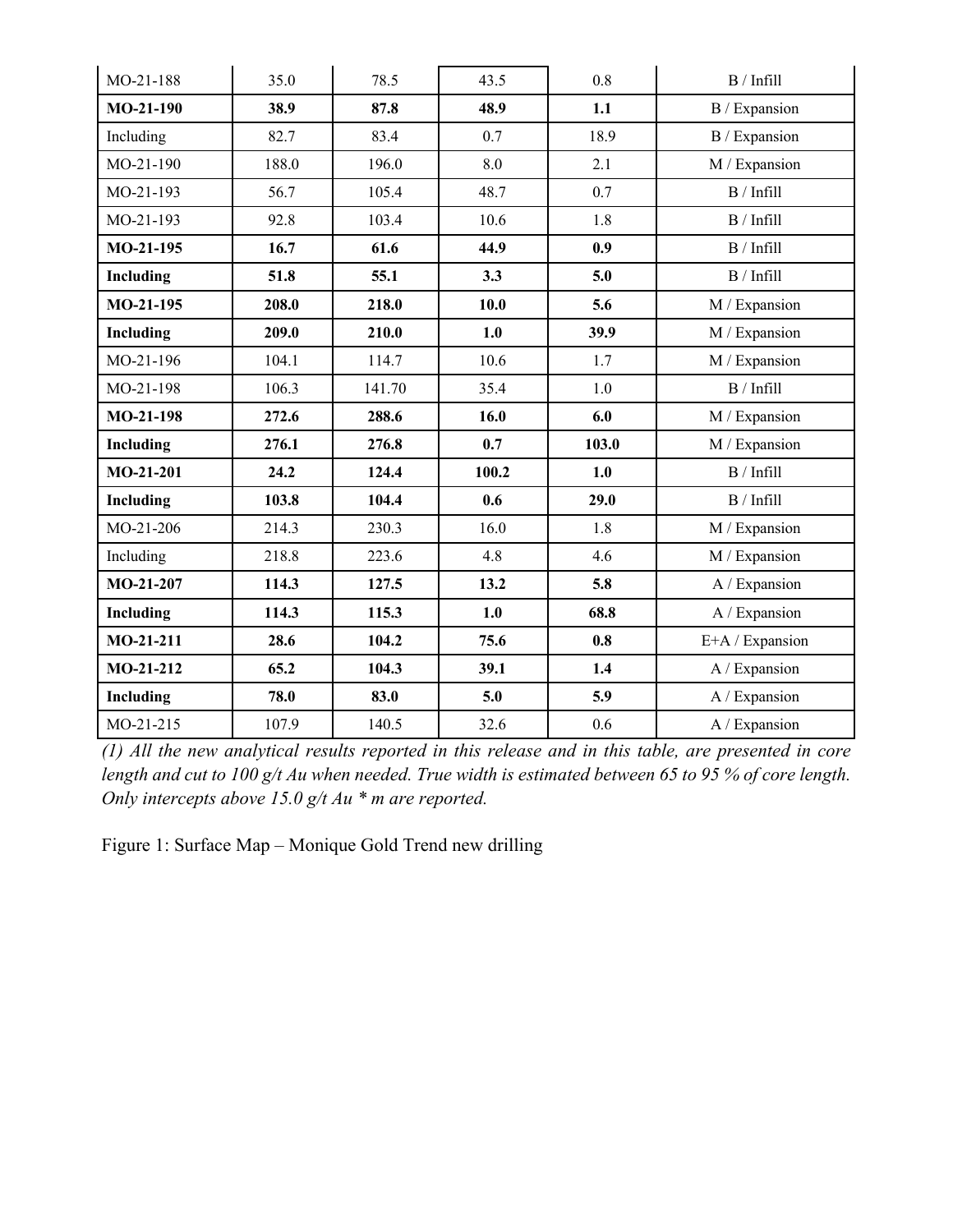| MO-21-188 | 35.0 | 78.5 | 43.5 | 0.8 | B / Infill |
|---|---|---|---|---|---|
| **MO-21-190** | **38.9** | **87.8** | **48.9** | **1.1** | B / Expansion |
| Including | 82.7 | 83.4 | 0.7 | 18.9 | B / Expansion |
| MO-21-190 | 188.0 | 196.0 | 8.0 | 2.1 | M / Expansion |
| MO-21-193 | 56.7 | 105.4 | 48.7 | 0.7 | B / Infill |
| MO-21-193 | 92.8 | 103.4 | 10.6 | 1.8 | B / Infill |
| **MO-21-195** | **16.7** | **61.6** | **44.9** | **0.9** | B / Infill |
| **Including** | **51.8** | **55.1** | **3.3** | **5.0** | B / Infill |
| **MO-21-195** | **208.0** | **218.0** | **10.0** | **5.6** | M / Expansion |
| **Including** | **209.0** | **210.0** | **1.0** | **39.9** | M / Expansion |
| MO-21-196 | 104.1 | 114.7 | 10.6 | 1.7 | M / Expansion |
| MO-21-198 | 106.3 | 141.70 | 35.4 | 1.0 | B / Infill |
| **MO-21-198** | **272.6** | **288.6** | **16.0** | **6.0** | M / Expansion |
| **Including** | **276.1** | **276.8** | **0.7** | **103.0** | M / Expansion |
| **MO-21-201** | **24.2** | **124.4** | **100.2** | **1.0** | B / Infill |
| **Including** | **103.8** | **104.4** | **0.6** | **29.0** | B / Infill |
| MO-21-206 | 214.3 | 230.3 | 16.0 | 1.8 | M / Expansion |
| Including | 218.8 | 223.6 | 4.8 | 4.6 | M / Expansion |
| **MO-21-207** | **114.3** | **127.5** | **13.2** | **5.8** | A / Expansion |
| **Including** | **114.3** | **115.3** | **1.0** | **68.8** | A / Expansion |
| **MO-21-211** | **28.6** | **104.2** | **75.6** | **0.8** | E+A / Expansion |
| **MO-21-212** | **65.2** | **104.3** | **39.1** | **1.4** | A / Expansion |
| **Including** | **78.0** | **83.0** | **5.0** | **5.9** | A / Expansion |
| MO-21-215 | 107.9 | 140.5 | 32.6 | 0.6 | A / Expansion |

*(1) All the new analytical results reported in this release and in this table, are presented in core length and cut to 100 g/t Au when needed. True width is estimated between 65 to 95 % of core length. Only intercepts above 15.0 g/t Au * m are reported.*

Figure 1: Surface Map – Monique Gold Trend new drilling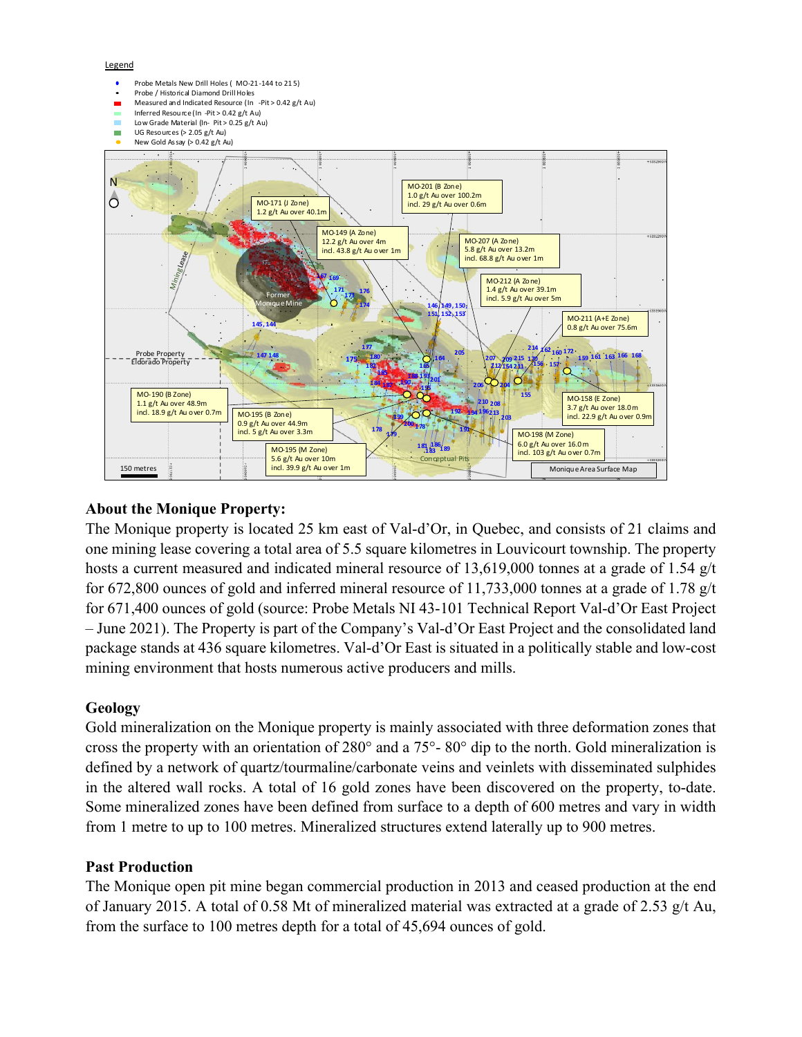Legend

- Probe Metals New Drill Holes ( MO-21-144 to 215)
- Probe / Historical Diamond Drill Holes
- Measured and Indicated Resource (In -Pit > 0.42 g/t Au)
- Inferred Resource (In -Pit > 0.42 g/t Au)
- Low Grade Material (In- Pit > 0.25 g/t Au)
- UG Resources (> 2.05 g/t Au)
- New Gold Assay (> 0.42 g/t Au)

MO-201 (B Zone) 1.0 g/t Au over 100.2m incl. 29 g/t Au over 0.6m

MO-171 (J Zone) 1.2 g/t Au over 40.1m

MO-149 (A Zone) 12.2 g/t Au over 4m incl. 43.8 g/t Au over 1m

MO-207 (A Zone) 5.8 g/t Au over 13.2m incl. 68.8 g/t Au over 1m

MO-212 (A Zone) 1.4 g/t Au over 39.1m incl. 5.9 g/t Au over 5m

MO-211 (A+E Zone) 0.8 g/t Au over 75.6m

MO-190 (B Zone) 1.1 g/t Au over 48.9m incl. 18.9 g/t Au over 0.7m

MO-195 (B Zone) 0.9 g/t Au over 44.9m incl. 5 g/t Au over 3.3m

MO-158 (E Zone) 3.7 g/t Au over 18.0m incl. 22.9 g/t Au over 0.9m

MO-198 (M Zone) 6.0 g/t Au over 16.0m incl. 103 g/t Au over 0.7m

MO-195 (M Zone) 5.6 g/t Au over 10m incl. 39.9 g/t Au over 1m

Former Monique Mine

Probe Property / Eldorado Property

Mining Lease

Conceptual Pits

150 metres

Monique Area Surface Map

## About the Monique Property:

The Monique property is located 25 km east of Val-d'Or, in Quebec, and consists of 21 claims and one mining lease covering a total area of 5.5 square kilometres in Louvicourt township. The property hosts a current measured and indicated mineral resource of 13,619,000 tonnes at a grade of 1.54 g/t for 672,800 ounces of gold and inferred mineral resource of 11,733,000 tonnes at a grade of 1.78 g/t for 671,400 ounces of gold (source: Probe Metals NI 43-101 Technical Report Val-d'Or East Project – June 2021). The Property is part of the Company's Val-d'Or East Project and the consolidated land package stands at 436 square kilometres. Val-d'Or East is situated in a politically stable and low-cost mining environment that hosts numerous active producers and mills.

## Geology

Gold mineralization on the Monique property is mainly associated with three deformation zones that cross the property with an orientation of 280° and a 75°- 80° dip to the north. Gold mineralization is defined by a network of quartz/tourmaline/carbonate veins and veinlets with disseminated sulphides in the altered wall rocks. A total of 16 gold zones have been discovered on the property, to-date. Some mineralized zones have been defined from surface to a depth of 600 metres and vary in width from 1 metre to up to 100 metres. Mineralized structures extend laterally up to 900 metres.

## Past Production

The Monique open pit mine began commercial production in 2013 and ceased production at the end of January 2015. A total of 0.58 Mt of mineralized material was extracted at a grade of 2.53 g/t Au, from the surface to 100 metres depth for a total of 45,694 ounces of gold.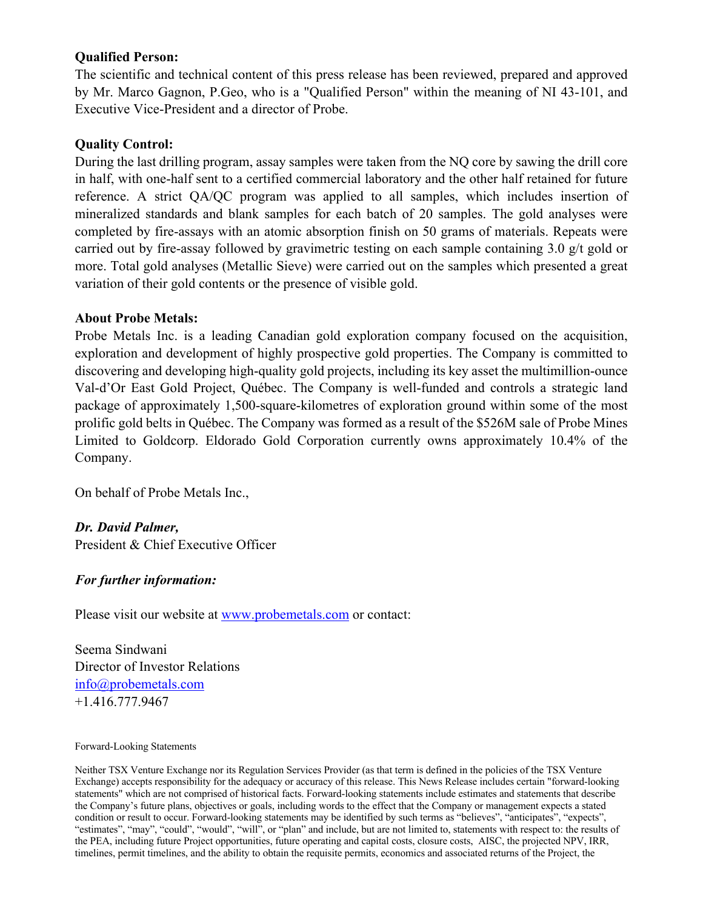**Qualified Person:**

The scientific and technical content of this press release has been reviewed, prepared and approved by Mr. Marco Gagnon, P.Geo, who is a "Qualified Person" within the meaning of NI 43-101, and Executive Vice-President and a director of Probe.

**Quality Control:**

During the last drilling program, assay samples were taken from the NQ core by sawing the drill core in half, with one-half sent to a certified commercial laboratory and the other half retained for future reference. A strict QA/QC program was applied to all samples, which includes insertion of mineralized standards and blank samples for each batch of 20 samples. The gold analyses were completed by fire-assays with an atomic absorption finish on 50 grams of materials. Repeats were carried out by fire-assay followed by gravimetric testing on each sample containing 3.0 g/t gold or more. Total gold analyses (Metallic Sieve) were carried out on the samples which presented a great variation of their gold contents or the presence of visible gold.

**About Probe Metals:**

Probe Metals Inc. is a leading Canadian gold exploration company focused on the acquisition, exploration and development of highly prospective gold properties. The Company is committed to discovering and developing high-quality gold projects, including its key asset the multimillion-ounce Val-d'Or East Gold Project, Québec. The Company is well-funded and controls a strategic land package of approximately 1,500-square-kilometres of exploration ground within some of the most prolific gold belts in Québec. The Company was formed as a result of the $526M sale of Probe Mines Limited to Goldcorp. Eldorado Gold Corporation currently owns approximately 10.4% of the Company.

On behalf of Probe Metals Inc.,

***Dr. David Palmer,***
President & Chief Executive Officer

***For further information:***

Please visit our website at [www.probemetals.com](http://www.probemetals.com) or contact:

Seema Sindwani
Director of Investor Relations
[info@probemetals.com](mailto:info@probemetals.com)
+1.416.777.9467

Forward-Looking Statements

Neither TSX Venture Exchange nor its Regulation Services Provider (as that term is defined in the policies of the TSX Venture Exchange) accepts responsibility for the adequacy or accuracy of this release. This News Release includes certain "forward-looking statements" which are not comprised of historical facts. Forward-looking statements include estimates and statements that describe the Company's future plans, objectives or goals, including words to the effect that the Company or management expects a stated condition or result to occur. Forward-looking statements may be identified by such terms as "believes", "anticipates", "expects", "estimates", "may", "could", "would", "will", or "plan" and include, but are not limited to, statements with respect to: the results of the PEA, including future Project opportunities, future operating and capital costs, closure costs, AISC, the projected NPV, IRR, timelines, permit timelines, and the ability to obtain the requisite permits, economics and associated returns of the Project, the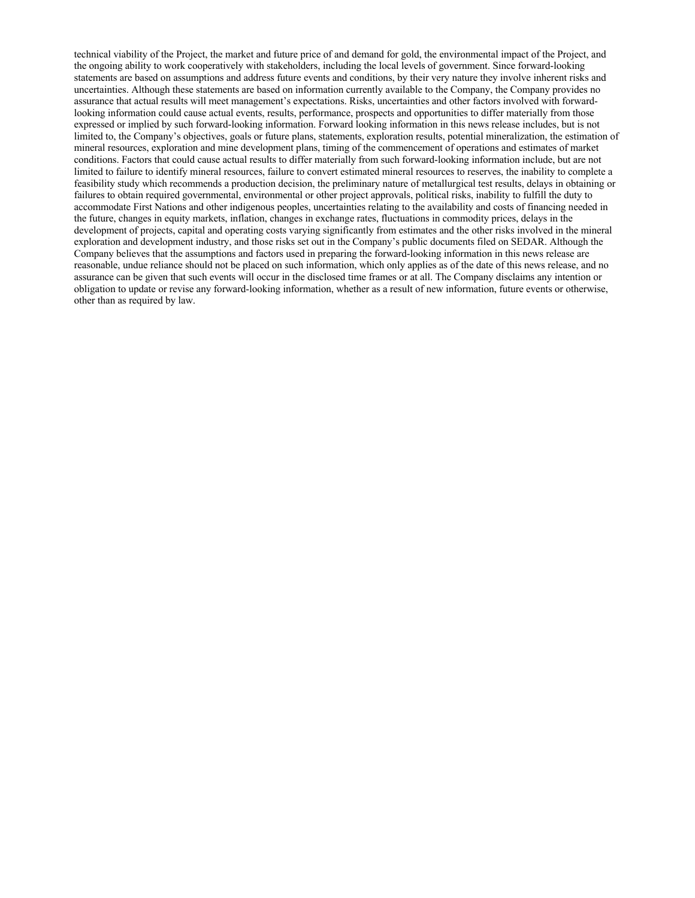technical viability of the Project, the market and future price of and demand for gold, the environmental impact of the Project, and the ongoing ability to work cooperatively with stakeholders, including the local levels of government. Since forward-looking statements are based on assumptions and address future events and conditions, by their very nature they involve inherent risks and uncertainties. Although these statements are based on information currently available to the Company, the Company provides no assurance that actual results will meet management's expectations. Risks, uncertainties and other factors involved with forward-looking information could cause actual events, results, performance, prospects and opportunities to differ materially from those expressed or implied by such forward-looking information. Forward looking information in this news release includes, but is not limited to, the Company's objectives, goals or future plans, statements, exploration results, potential mineralization, the estimation of mineral resources, exploration and mine development plans, timing of the commencement of operations and estimates of market conditions. Factors that could cause actual results to differ materially from such forward-looking information include, but are not limited to failure to identify mineral resources, failure to convert estimated mineral resources to reserves, the inability to complete a feasibility study which recommends a production decision, the preliminary nature of metallurgical test results, delays in obtaining or failures to obtain required governmental, environmental or other project approvals, political risks, inability to fulfill the duty to accommodate First Nations and other indigenous peoples, uncertainties relating to the availability and costs of financing needed in the future, changes in equity markets, inflation, changes in exchange rates, fluctuations in commodity prices, delays in the development of projects, capital and operating costs varying significantly from estimates and the other risks involved in the mineral exploration and development industry, and those risks set out in the Company's public documents filed on SEDAR. Although the Company believes that the assumptions and factors used in preparing the forward-looking information in this news release are reasonable, undue reliance should not be placed on such information, which only applies as of the date of this news release, and no assurance can be given that such events will occur in the disclosed time frames or at all. The Company disclaims any intention or obligation to update or revise any forward-looking information, whether as a result of new information, future events or otherwise, other than as required by law.